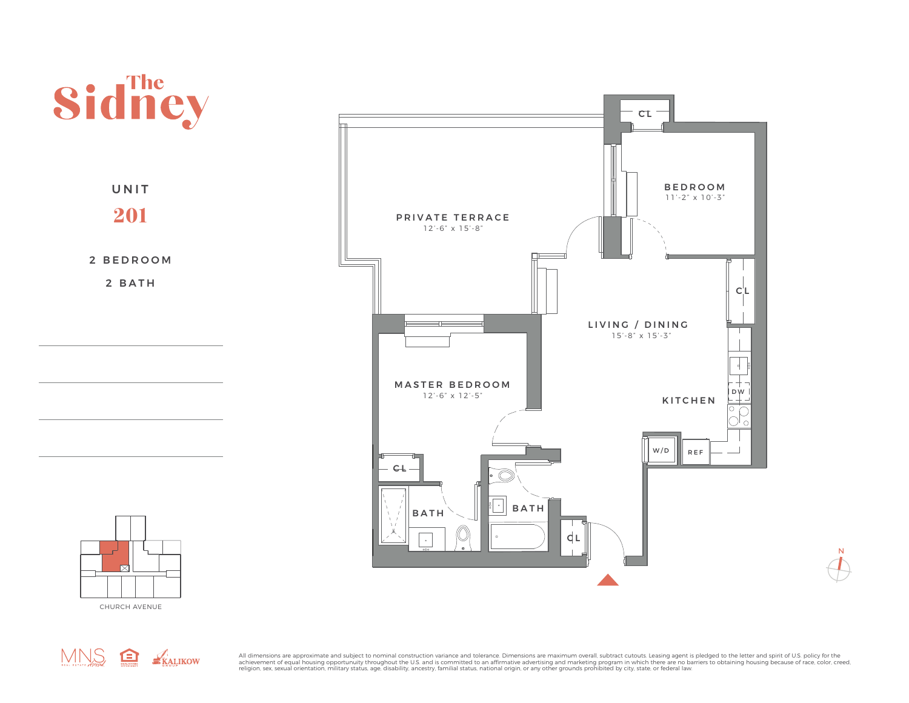# The Sidney

UNIT

## 201

2 BEDROOM

2 BATH

PRIVATE TERRACE
12'-6" x 15'-8"

BEDROOM
11'-2" x 10'-3"

CL

CL

LIVING / DINING
15'-8" x 15'-3"

MASTER BEDROOM
12'-6" x 12'-5"

KITCHEN

DW

W/D

REF

CL

BATH

BATH

CL

N

CHURCH AVENUE

MNS REAL ESTATE

KALIKOW GROUP

All dimensions are approximate and subject to nominal construction variance and tolerance. Dimensions are maximum overall, subtract cutouts. Leasing agent is pledged to the letter and spirit of U.S. policy for the achievement of equal housing opportunity throughout the U.S. and is committed to an affirmative advertising and marketing program in which there are no barriers to obtaining housing because of race, color, creed, religion, sex, sexual orientation, military status, age, disability, ancestry, familial status, national origin, or any other grounds prohibited by city, state, or federal law.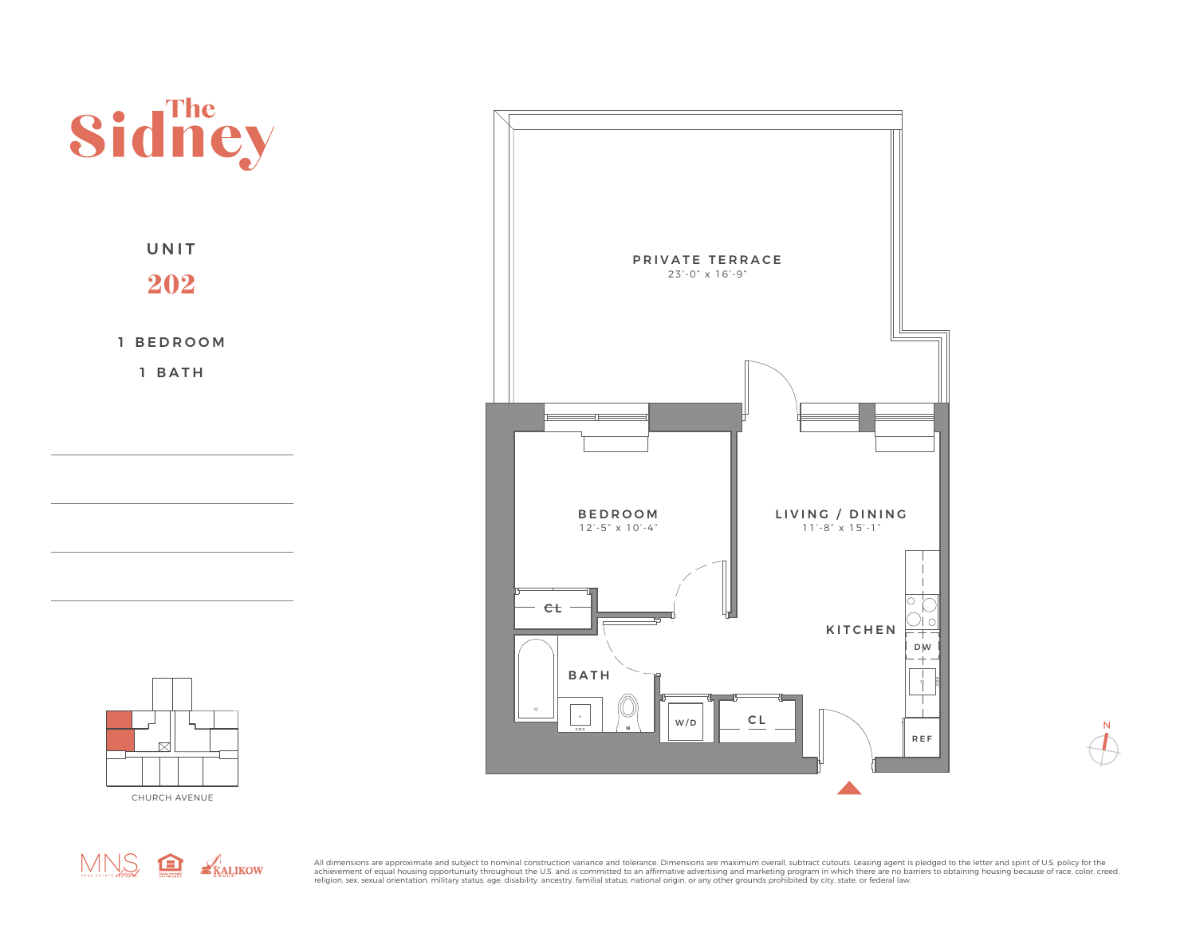# The Sidney

UNIT

## 202

1 BEDROOM

1 BATH

PRIVATE TERRACE
23'-0" x 16'-9"

BEDROOM
12'-5" x 10'-4"

LIVING / DINING
11'-8" x 15'-1"

KITCHEN

BATH

CL

W/D

CL

DW

REF

N

CHURCH AVENUE

All dimensions are approximate and subject to nominal construction variance and tolerance. Dimensions are maximum overall, subtract cutouts. Leasing agent is pledged to the letter and spirit of U.S. policy for the achievement of equal housing opportunuity throughout the U.S. and is committed to an affirmative advertising and marketing program in which there are no barriers to obtaining housing because of race, color, creed, religion, sex, sexual orientation, military status, age, disability, ancestry, familial status, national origin, or any other grounds prohibited by city, state, or federal law.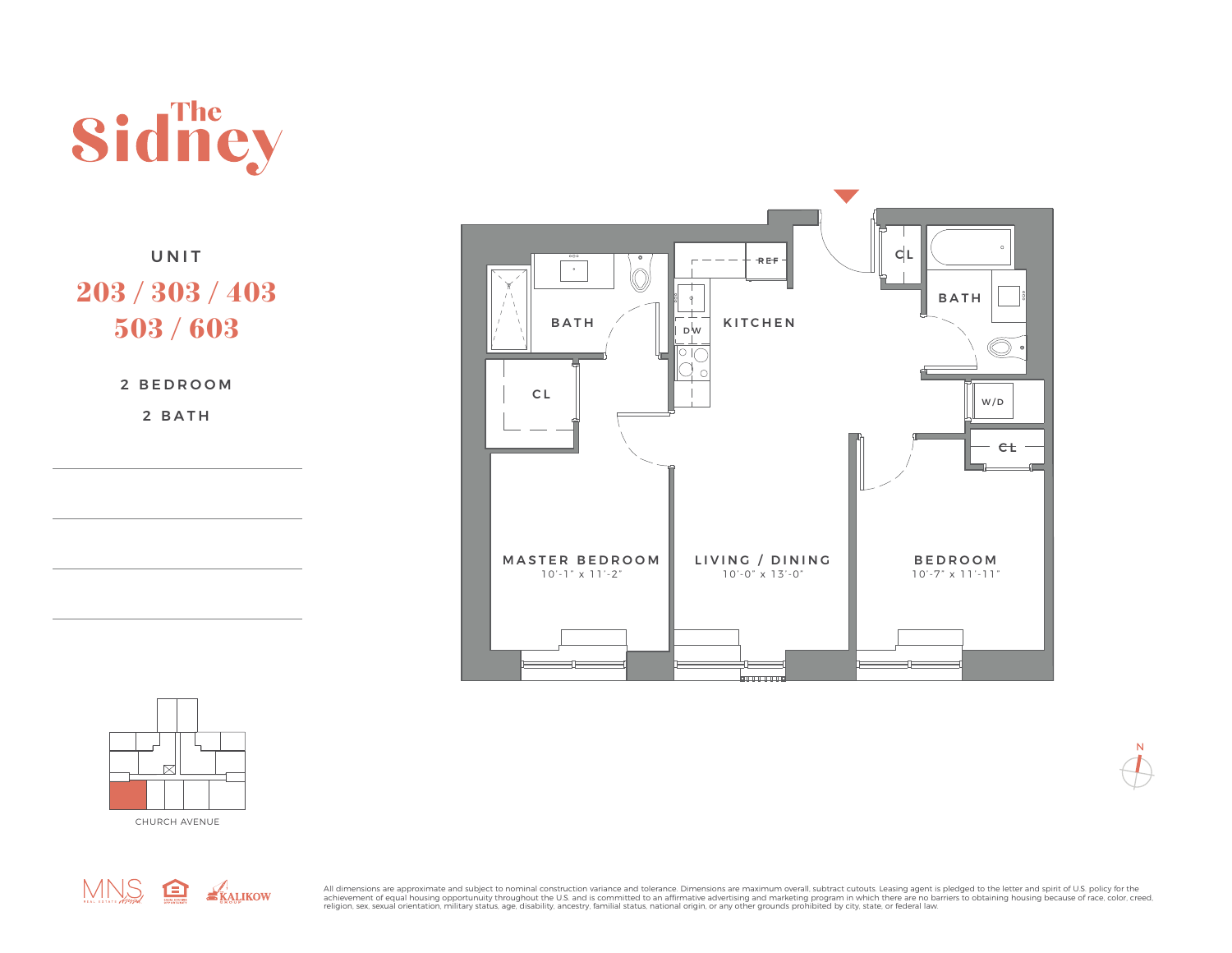# The Sidney

UNIT

**203 / 303 / 403**
**503 / 603**

2 BEDROOM

2 BATH

BATH

CL

KITCHEN

REF

DW

CL

BATH

W/D

CL

MASTER BEDROOM
10'-1" x 11'-2"

LIVING / DINING
10'-0" x 13'-0"

BEDROOM
10'-7" x 11'-11"

CHURCH AVENUE

N

All dimensions are approximate and subject to nominal construction variance and tolerance. Dimensions are maximum overall, subtract cutouts. Leasing agent is pledged to the letter and spirit of U.S. policy for the achievement of equal housing opportunuity throughout the U.S. and is committed to an affirmative advertising and marketing program in which there are no barriers to obtaining housing because of race, color, creed, religion, sex, sexual orientation, military status, age, disability, ancestry, familial status, national origin, or any other grounds prohibited by city, state, or federal law.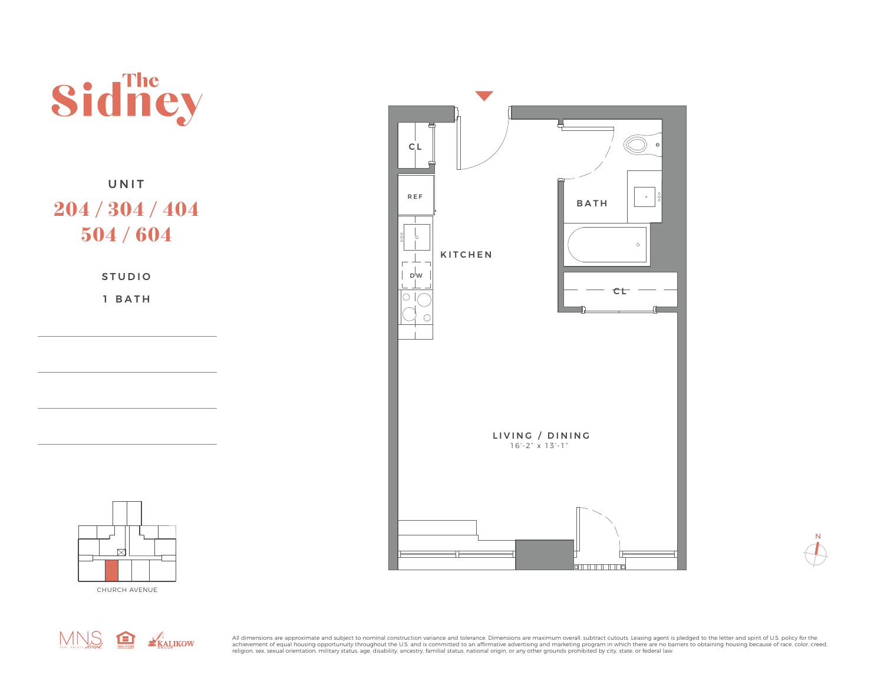# The Sidney

UNIT

**204 / 304 / 404**
**504 / 604**

STUDIO

1 BATH

CL

REF

KITCHEN

DW

BATH

CL

LIVING / DINING
16'-2" x 13'-1"

CHURCH AVENUE

N

All dimensions are approximate and subject to nominal construction variance and tolerance. Dimensions are maximum overall, subtract cutouts. Leasing agent is pledged to the letter and spirit of U.S. policy for the achievement of equal housing opportuntiy throughout the U.S. and is committed to an affirmative advertising and marketing program in which there are no barriers to obtaining housing because of race, color, creed, religion, sex, sexual orientation, military status, age, disability, ancestry, familial status, national origin, or any other grounds prohibited by city, state, or federal law.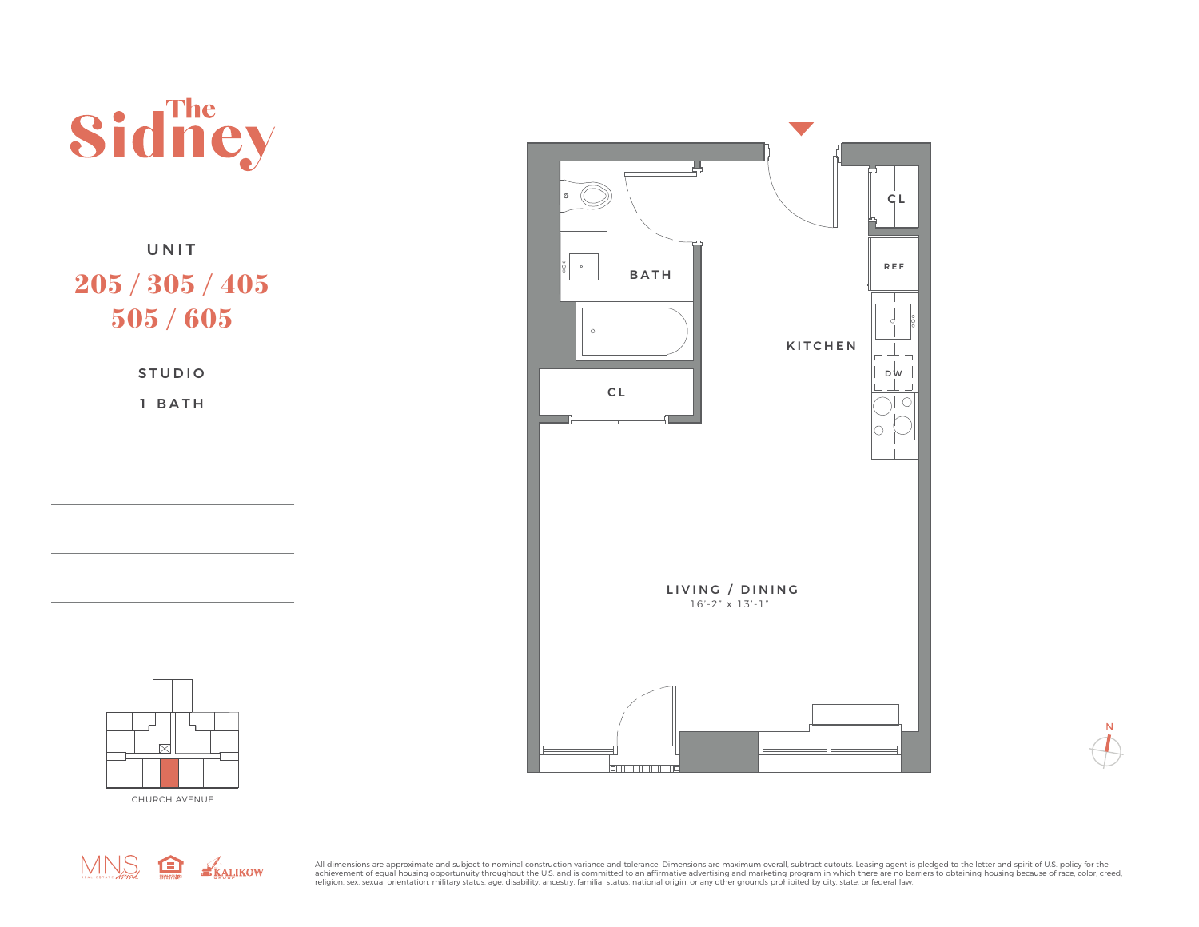# The Sidney

UNIT

**205 / 305 / 405**
**505 / 605**

STUDIO

1 BATH

BATH

CL

CL

REF

DW

KITCHEN

LIVING / DINING
16'-2" x 13'-1"

CHURCH AVENUE

N

All dimensions are approximate and subject to nominal construction variance and tolerance. Dimensions are maximum overall, subtract cutouts. Leasing agent is pledged to the letter and spirit of U.S. policy for the achievement of equal housing opportunuity throughout the U.S. and is committed to an affirmative advertising and marketing program in which there are no barriers to obtaining housing because of race, color, creed, religion, sex, sexual orientation, military status, age, disability, ancestry, familial status, national origin, or any other grounds prohibited by city, state, or federal law.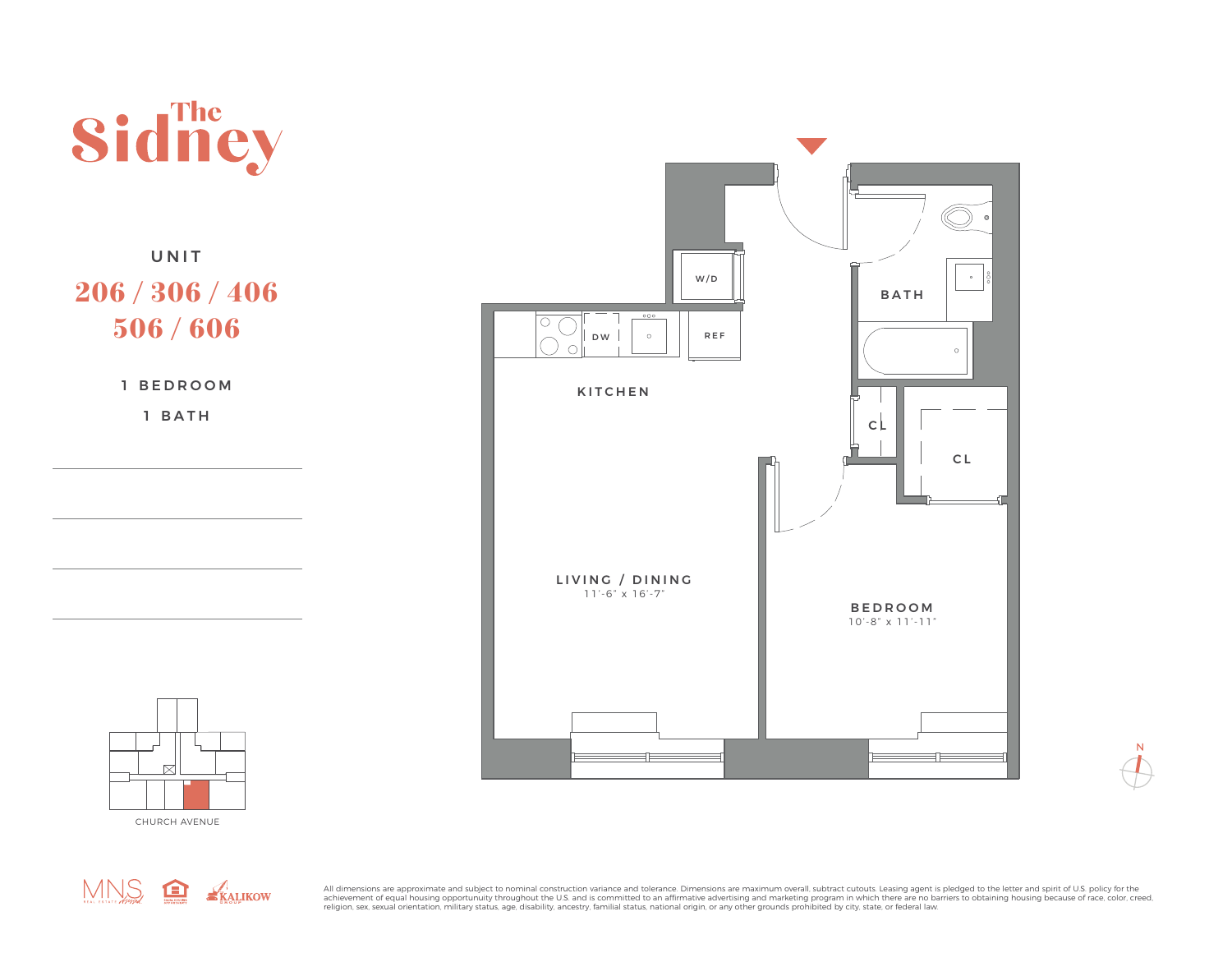# The Sidney

UNIT

## 206 / 306 / 406
## 506 / 606

1 BEDROOM

1 BATH

W/D

DW

REF

KITCHEN

BATH

CL

CL

LIVING / DINING
11'-6" x 16'-7"

BEDROOM
10'-8" x 11'-11"

CHURCH AVENUE

N

All dimensions are approximate and subject to nominal construction variance and tolerance. Dimensions are maximum overall, subtract cutouts. Leasing agent is pledged to the letter and spirit of U.S. policy for the achievement of equal housing opportunity throughout the U.S. and is committed to an affirmative advertising and marketing program in which there are no barriers to obtaining housing because of race, color, creed, religion, sex, sexual orientation, military status, age, disability, ancestry, familial status, national origin, or any other grounds prohibited by city, state, or federal law.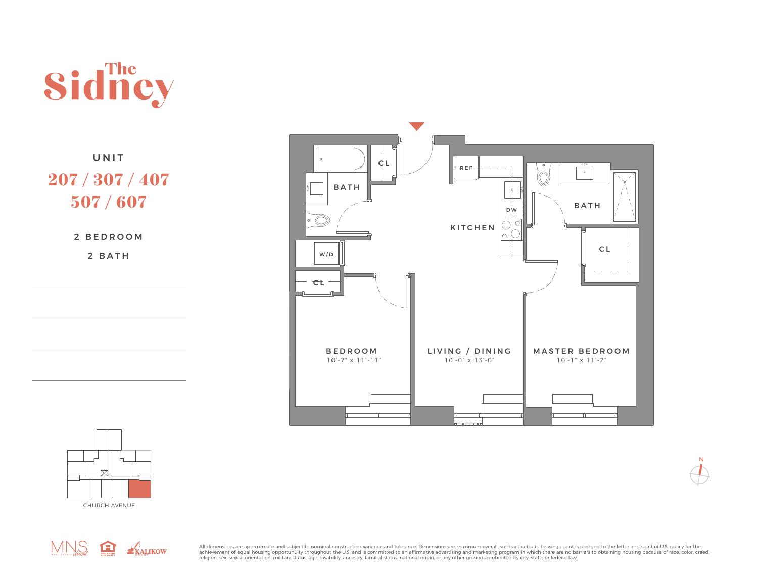# The Sidney

## UNIT

## 207 / 307 / 407 / 507 / 607

2 BEDROOM

2 BATH

BATH

CL

KITCHEN

REF

DW

BATH

CL

W/D

CL

BEDROOM
10'-7" x 11'-11"

LIVING / DINING
10'-0" x 13'-0"

MASTER BEDROOM
10'-1" x 11'-2"

CHURCH AVENUE

N

MNS REAL ESTATE

KALIKOW GROUP

All dimensions are approximate and subject to nominal construction variance and tolerance. Dimensions are maximum overall, subtract cutouts. Leasing agent is pledged to the letter and spirit of U.S. policy for the achievement of equal housing opportunity throughout the U.S. and is committed to an affirmative advertising and marketing program in which there are no barriers to obtaining housing because of race, color, creed, religion, sex, sexual orientation, military status, age, disability, ancestry, familial status, national origin, or any other grounds prohibited by city, state, or federal law.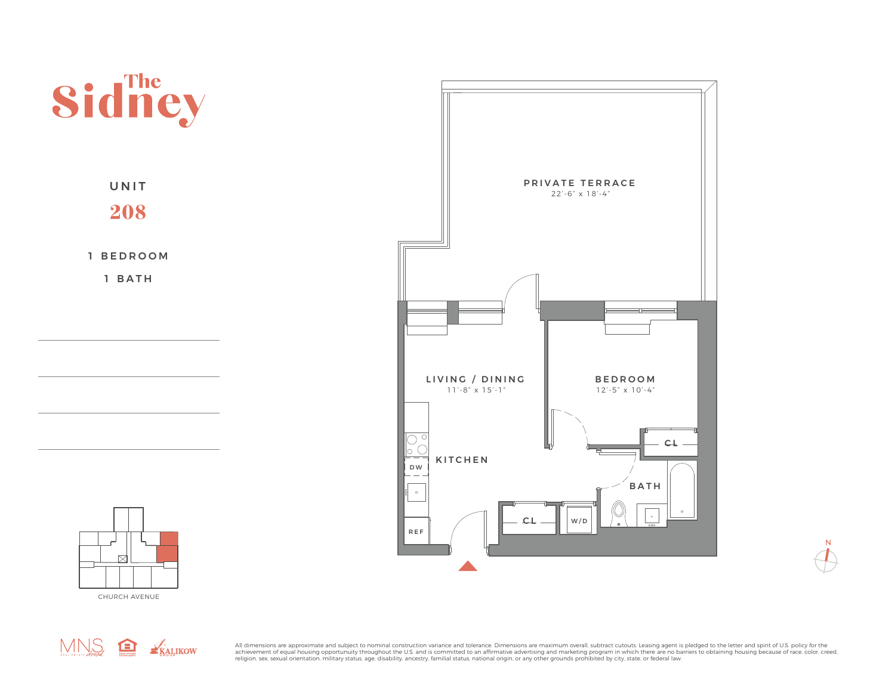# The Sidney

## UNIT

## 208

1 BEDROOM

1 BATH

PRIVATE TERRACE
22'-6" x 18'-4"

LIVING / DINING
11'-8" x 15'-1"

BEDROOM
12'-5" x 10'-4"

KITCHEN

BATH

CL

CL

W/D

DW

REF

N

CHURCH AVENUE

All dimensions are approximate and subject to nominal construction variance and tolerance. Dimensions are maximum overall, subtract cutouts. Leasing agent is pledged to the letter and spirit of U.S. policy for the achievement of equal housing opportunuity throughout the U.S. and is committed to an affirmative advertising and marketing program in which there are no barriers to obtaining housing because of race, color, creed, religion, sex, sexual orientation, military status, age, disability, ancestry, familial status, national origin, or any other grounds prohibited by city, state, or federal law.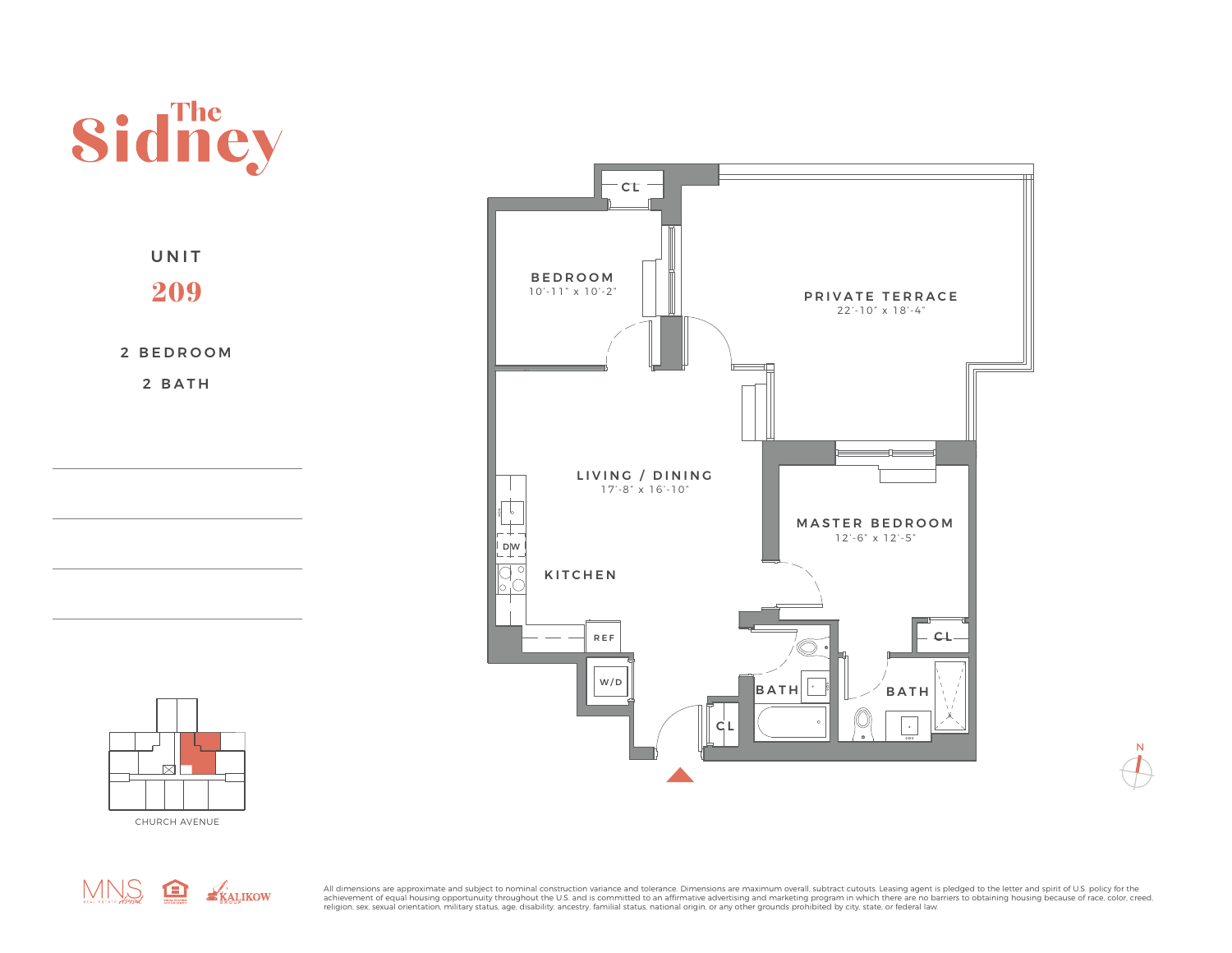# The Sidney

## UNIT

## 209

2 BEDROOM

2 BATH

BEDROOM
10'-11" x 10'-2"

CL

PRIVATE TERRACE
22'-10" x 18'-4"

LIVING / DINING
17'-8" x 16'-10"

MASTER BEDROOM
12'-6" x 12'-5"

DW

KITCHEN

REF

CL

W/D

BATH

BATH

CL

N

CHURCH AVENUE

MNS

KALIKOW GROUP

All dimensions are approximate and subject to nominal construction variance and tolerance. Dimensions are maximum overall, subtract cutouts. Leasing agent is pledged to the letter and spirit of U.S. policy for the achievement of equal housing opportunuity throughout the U.S. and is committed to an affirmative advertising and marketing program in which there are no barriers to obtaining housing because of race, color, creed, religion, sex, sexual orientation, military status, age, disability, ancestry, familial status, national origin, or any other grounds prohibited by city, state, or federal law.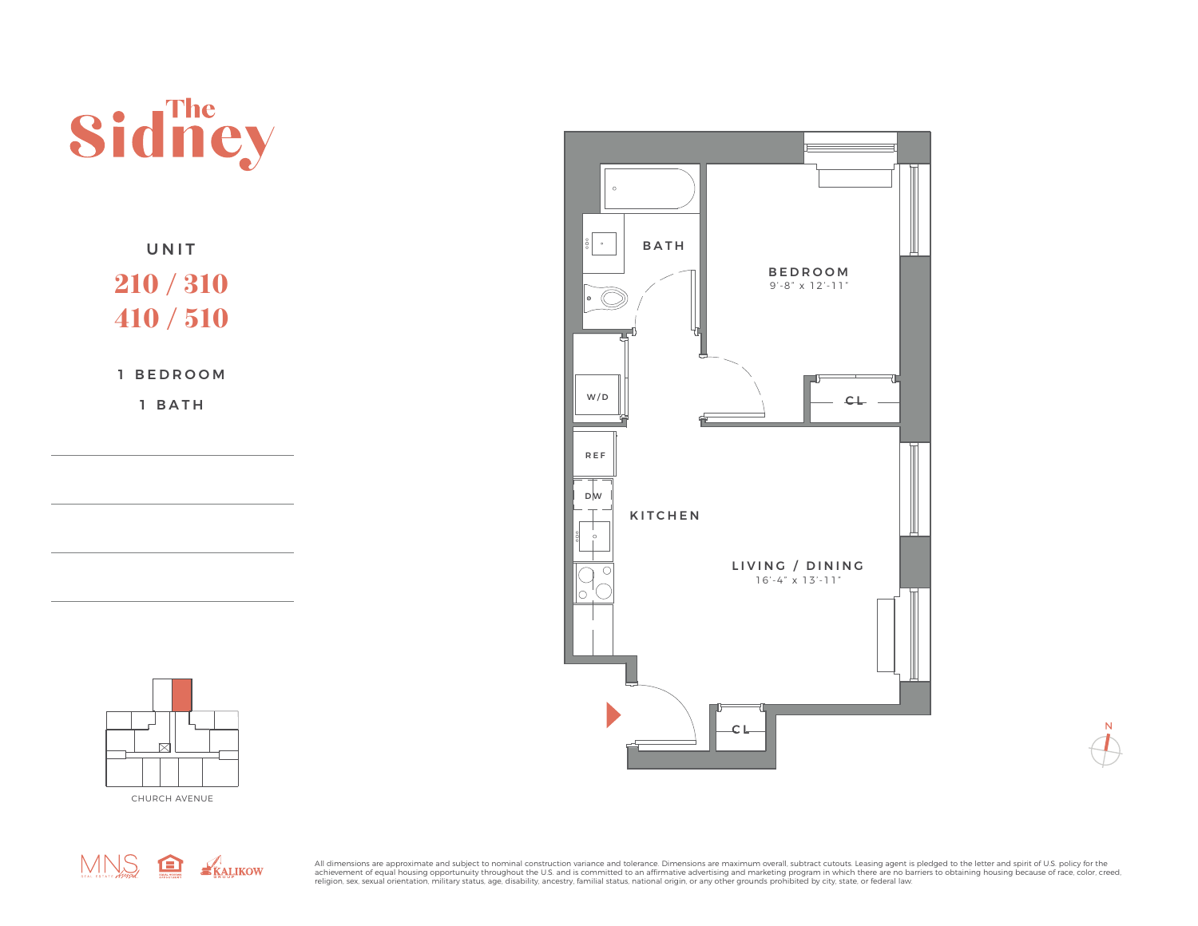# The Sidney

## UNIT

## 210 / 310
## 410 / 510

1 BEDROOM

1 BATH

BATH

BEDROOM
9'-8" x 12'-11"

W/D

CL

REF

DW

KITCHEN

LIVING / DINING
16'-4" x 13'-11"

CL

N

CHURCH AVENUE

All dimensions are approximate and subject to nominal construction variance and tolerance. Dimensions are maximum overall, subtract cutouts. Leasing agent is pledged to the letter and spirit of U.S. policy for the achievement of equal housing opportunity throughout the U.S. and is committed to an affirmative advertising and marketing program in which there are no barriers to obtaining housing because of race, color, creed, religion, sex, sexual orientation, military status, age, disability, ancestry, familial status, national origin, or any other grounds prohibited by city, state, or federal law.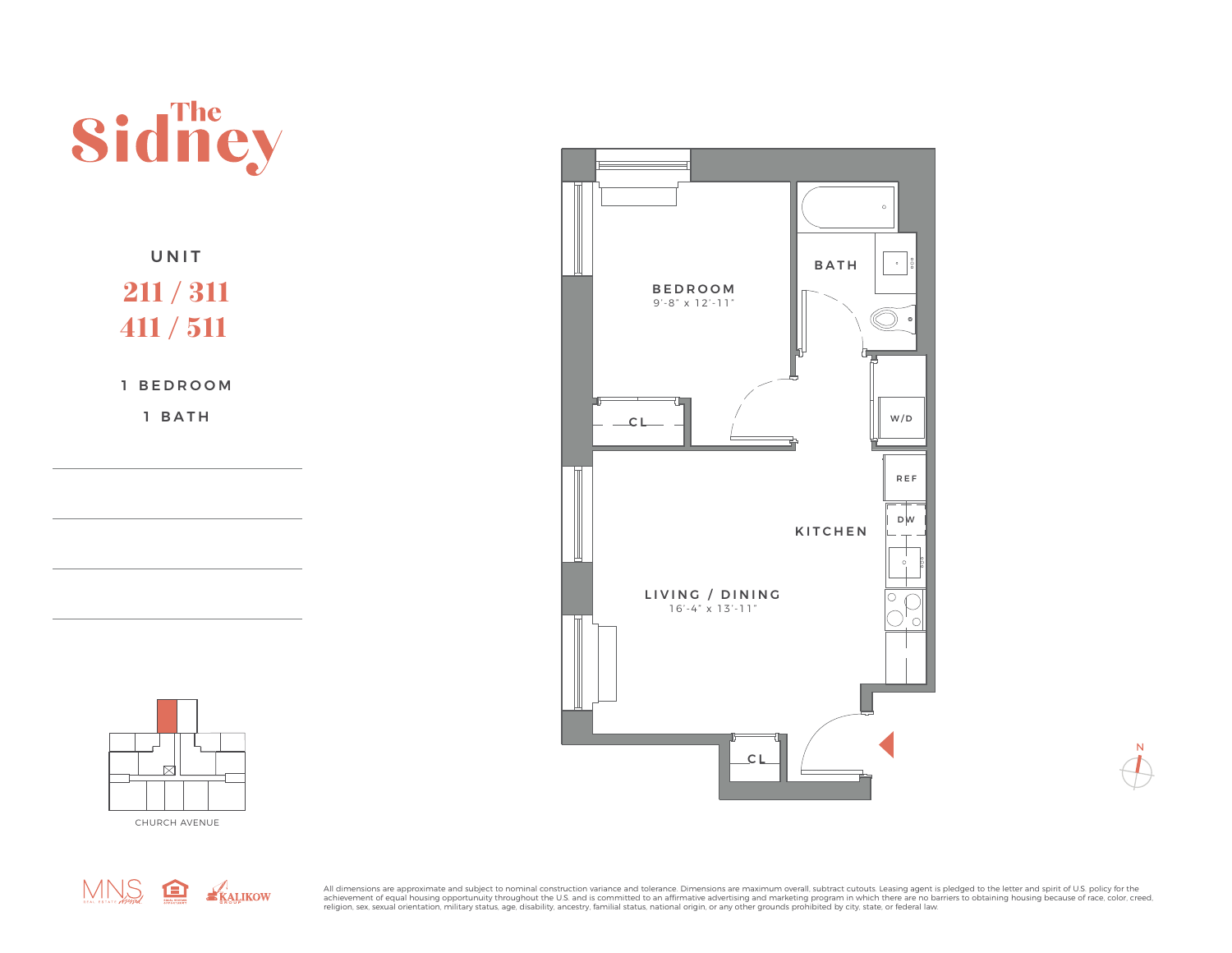# The Sidney

## UNIT

## 211 / 311
## 411 / 511

1 BEDROOM

1 BATH

BEDROOM
9'-8" x 12'-11"

BATH

CL

W/D

REF

DW

KITCHEN

LIVING / DINING
16'-4" x 13'-11"

CL

N

CHURCH AVENUE

All dimensions are approximate and subject to nominal construction variance and tolerance. Dimensions are maximum overall, subtract cutouts. Leasing agent is pledged to the letter and spirit of U.S. policy for the achievement of equal housing opportunuity throughout the U.S. and is committed to an affirmative advertising and marketing program in which there are no barriers to obtaining housing because of race, color, creed, religion, sex, sexual orientation, military status, age, disability, ancestry, familial status, national origin, or any other grounds prohibited by city, state, or federal law.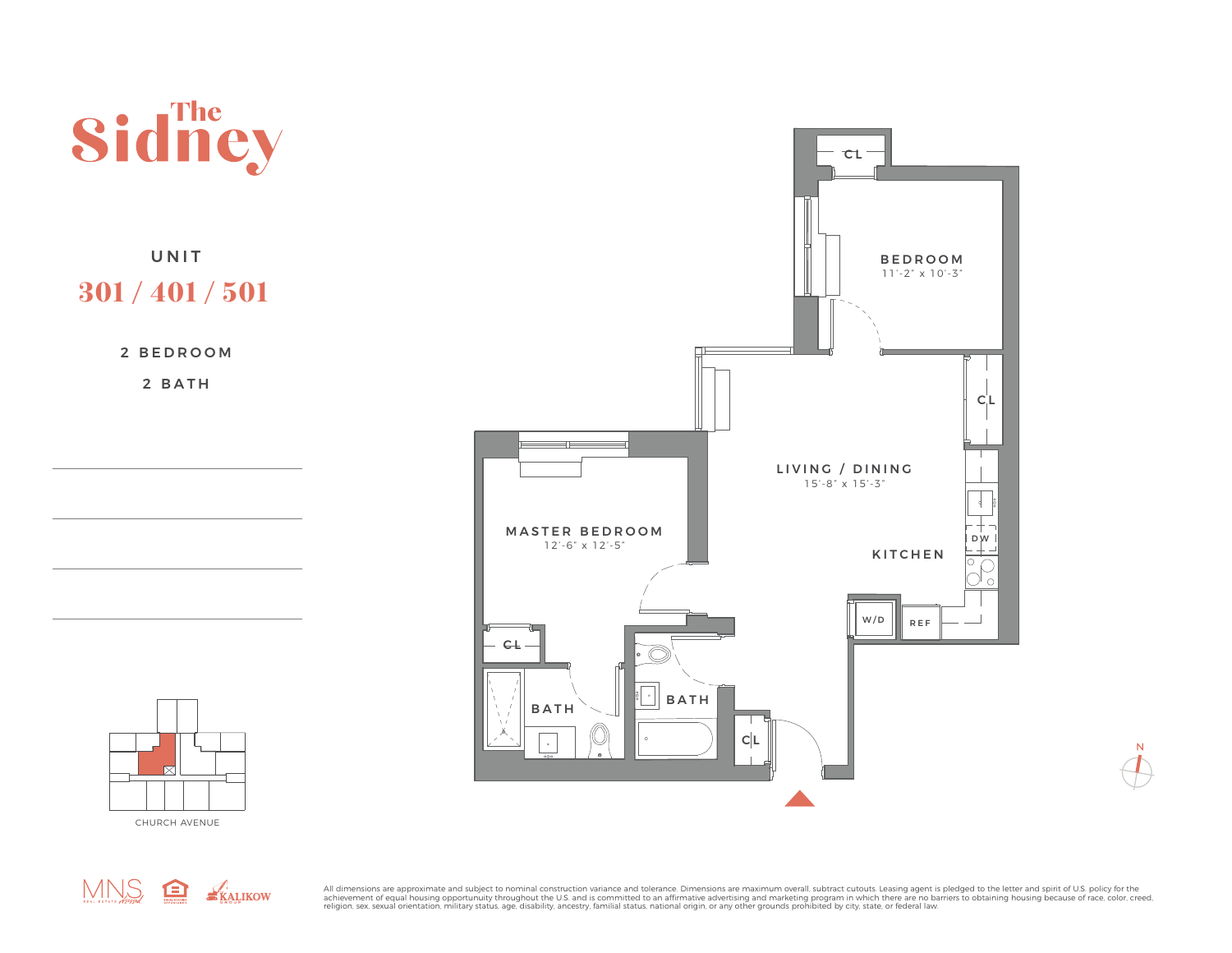# The Sidney

## UNIT

## 301 / 401 / 501

2 BEDROOM

2 BATH

BEDROOM
11'-2" x 10'-3"

CL

CL

LIVING / DINING
15'-8" x 15'-3"

KITCHEN

DW

W/D

REF

MASTER BEDROOM
12'-6" x 12'-5"

CL

BATH

BATH

CL

CHURCH AVENUE

N

MNS

KALIKOW GROUP

All dimensions are approximate and subject to nominal construction variance and tolerance. Dimensions are maximum overall, subtract cutouts. Leasing agent is pledged to the letter and spirit of U.S. policy for the achievement of equal housing opportunuity throughout the U.S. and is committed to an affirmative advertising and marketing program in which there are no barriers to obtaining housing because of race, color, creed, religion, sex, sexual orientation, military status, age, disability, ancestry, familial status, national origin, or any other grounds prohibited by city, state, or federal law.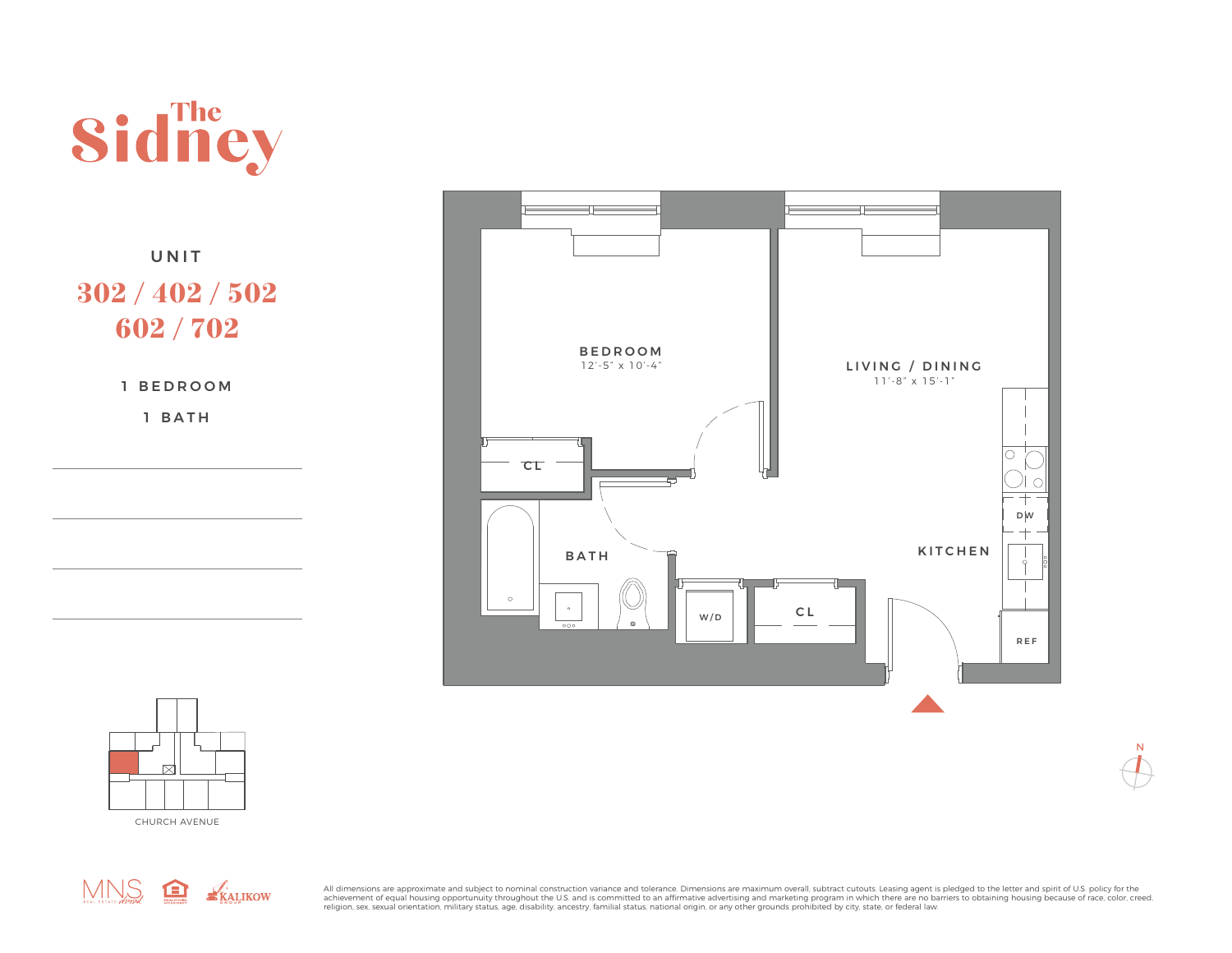# The Sidney

UNIT

## 302 / 402 / 502 602 / 702

1 BEDROOM

1 BATH

BEDROOM
12'-5" x 10'-4"

LIVING / DINING
11'-8" x 15'-1"

KITCHEN

BATH

CL

W/D

CL

DW

REF

N

CHURCH AVENUE

All dimensions are approximate and subject to nominal construction variance and tolerance. Dimensions are maximum overall, subtract cutouts. Leasing agent is pledged to the letter and spirit of U.S. policy for the achievement of equal housing opportunuity throughout the U.S. and is committed to an affirmative advertising and marketing program in which there are no barriers to obtaining housing because of race, color, creed, religion, sex, sexual orientation, military status, age, disability, ancestry, familial status, national origin, or any other grounds prohibited by city, state, or federal law.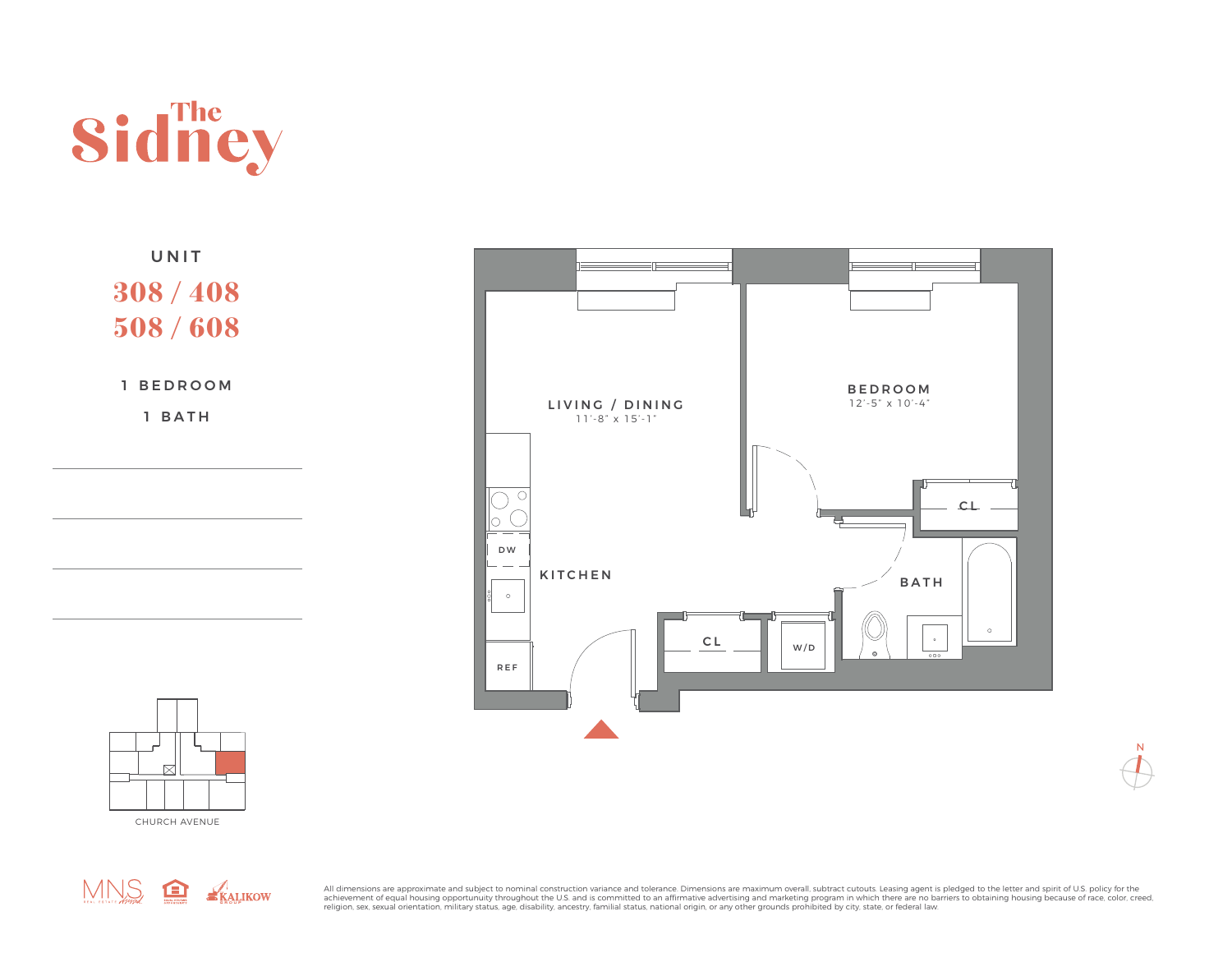# The Sidney

UNIT

**308 / 408**
**508 / 608**

1 BEDROOM

1 BATH

LIVING / DINING
11'-8" x 15'-1"

BEDROOM
12'-5" x 10'-4"

KITCHEN

BATH

CL

CL

W/D

DW

REF

N

CHURCH AVENUE

All dimensions are approximate and subject to nominal construction variance and tolerance. Dimensions are maximum overall, subtract cutouts. Leasing agent is pledged to the letter and spirit of U.S. policy for the achievement of equal housing opportunuity throughout the U.S. and is committed to an affirmative advertising and marketing program in which there are no barriers to obtaining housing because of race, color, creed, religion, sex, sexual orientation, military status, age, disability, ancestry, familial status, national origin, or any other grounds prohibited by city, state, or federal law.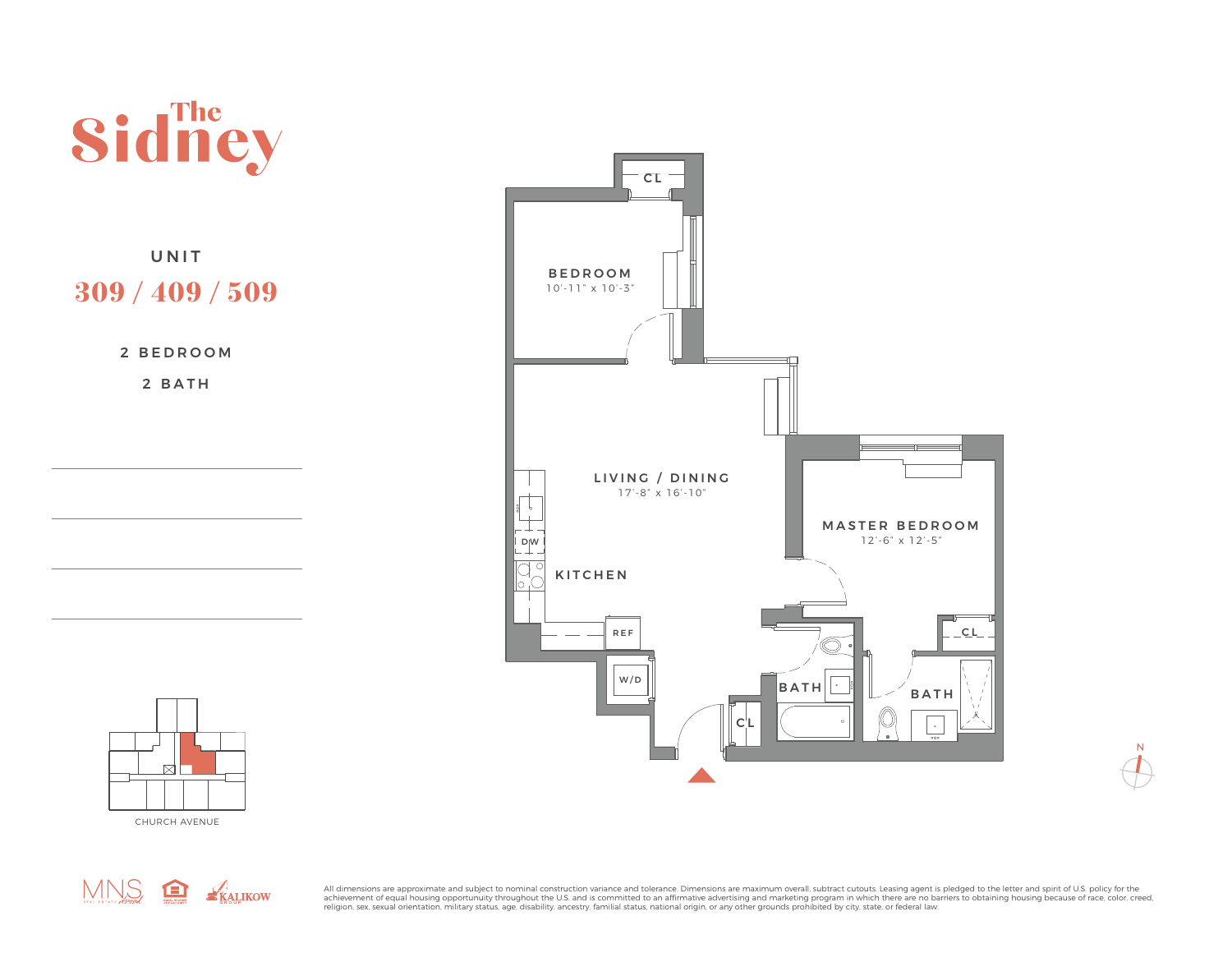# The Sidney

## UNIT

## 309 / 409 / 509

2 BEDROOM

2 BATH

CL

BEDROOM
10'-11" x 10'-3"

LIVING / DINING
17'-8" x 16'-10"

MASTER BEDROOM
12'-6" x 12'-5"

DW

KITCHEN

REF

W/D

CL

BATH

BATH

CL

N

CHURCH AVENUE

All dimensions are approximate and subject to nominal construction variance and tolerance. Dimensions are maximum overall, subtract cutouts. Leasing agent is pledged to the letter and spirit of U.S. policy for the achievement of equal housing opportunuity throughout the U.S. and is committed to an affirmative advertising and marketing program in which there are no barriers to obtaining housing because of race, color, creed, religion, sex, sexual orientation, military status, age, disability, ancestry, familial status, national origin, or any other grounds prohibited by city, state, or federal law.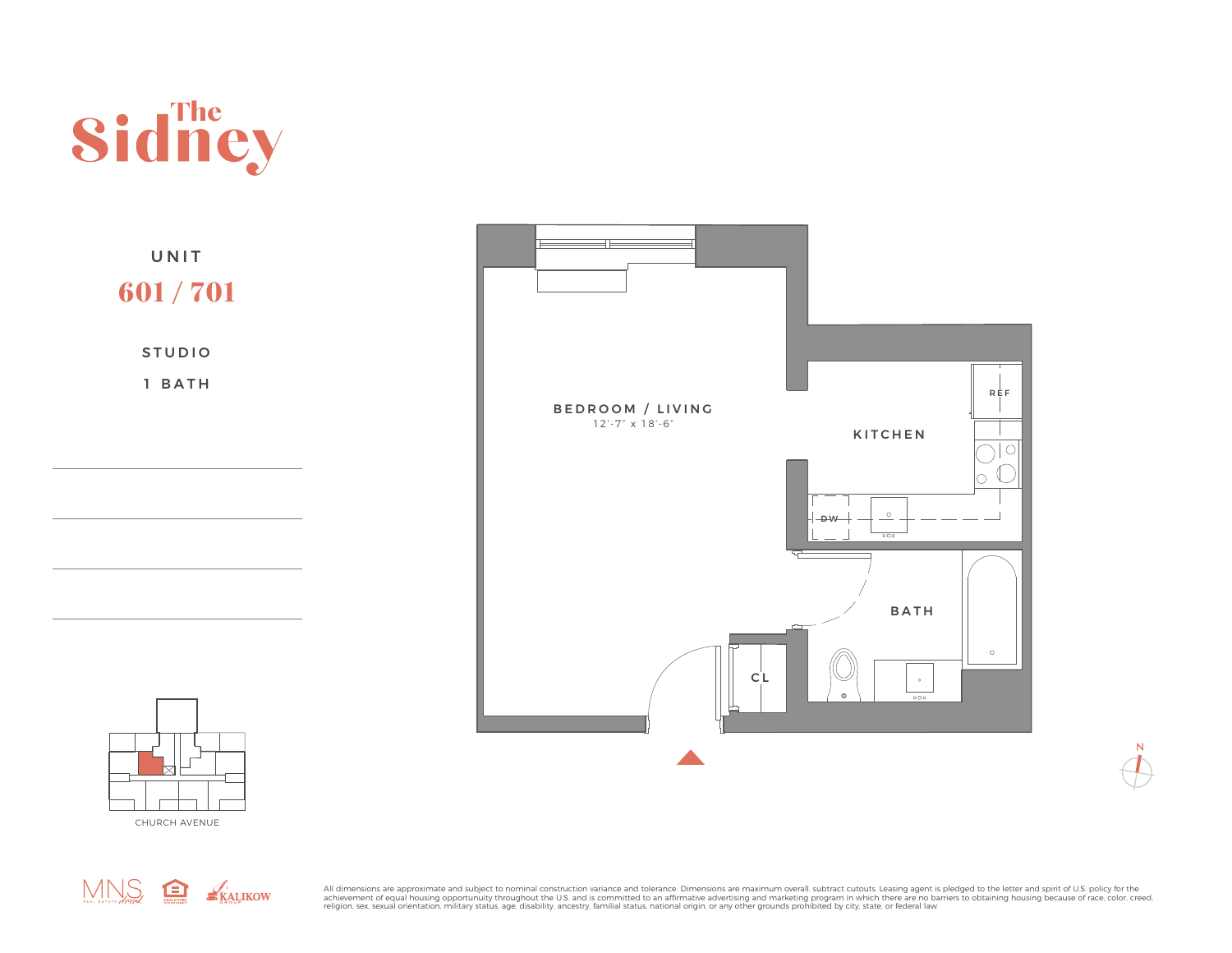# The Sidney

UNIT

## 601 / 701

STUDIO

1 BATH

BEDROOM / LIVING
12'-7" x 18'-6"

KITCHEN

REF

DW

BATH

CL

CHURCH AVENUE

N

All dimensions are approximate and subject to nominal construction variance and tolerance. Dimensions are maximum overall, subtract cutouts. Leasing agent is pledged to the letter and spirit of U.S. policy for the achievement of equal housing opportunuity throughout the U.S. and is committed to an affirmative advertising and marketing program in which there are no barriers to obtaining housing because of race, color, creed, religion, sex, sexual orientation, military status, age, disability, ancestry, familial status, national origin, or any other grounds prohibited by city, state, or federal law.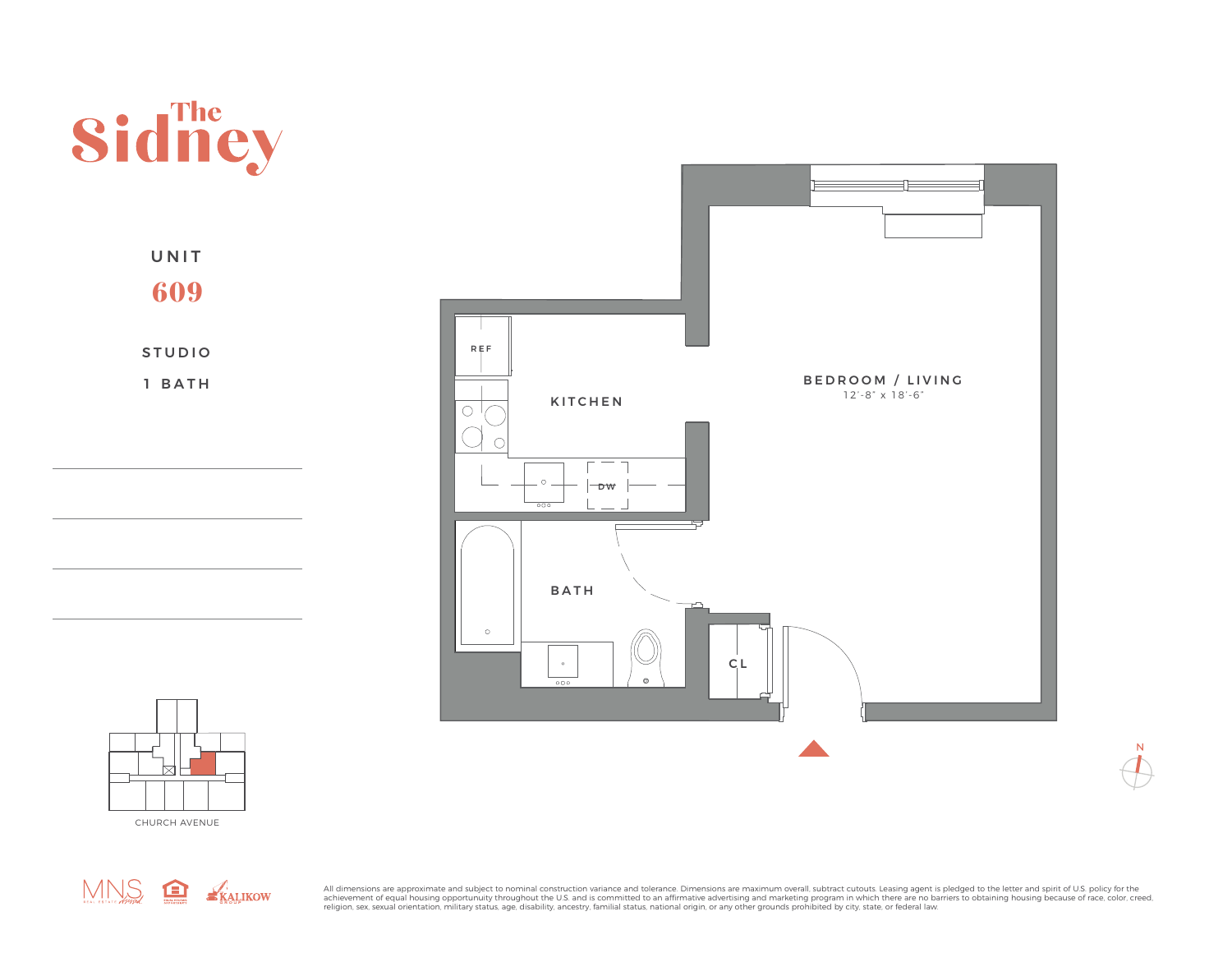# The Sidney

UNIT

**609**

STUDIO

1 BATH

REF

KITCHEN

DW

BEDROOM / LIVING

12'-8" x 18'-6"

BATH

CL

N

CHURCH AVENUE

MNS

KALIKOW GROUP

All dimensions are approximate and subject to nominal construction variance and tolerance. Dimensions are maximum overall, subtract cutouts. Leasing agent is pledged to the letter and spirit of U.S. policy for the achievement of equal housing opportunuity throughout the U.S. and is committed to an affirmative advertising and marketing program in which there are no barriers to obtaining housing because of race, color, creed, religion, sex, sexual orientation, military status, age, disability, ancestry, familial status, national origin, or any other grounds prohibited by city, state, or federal law.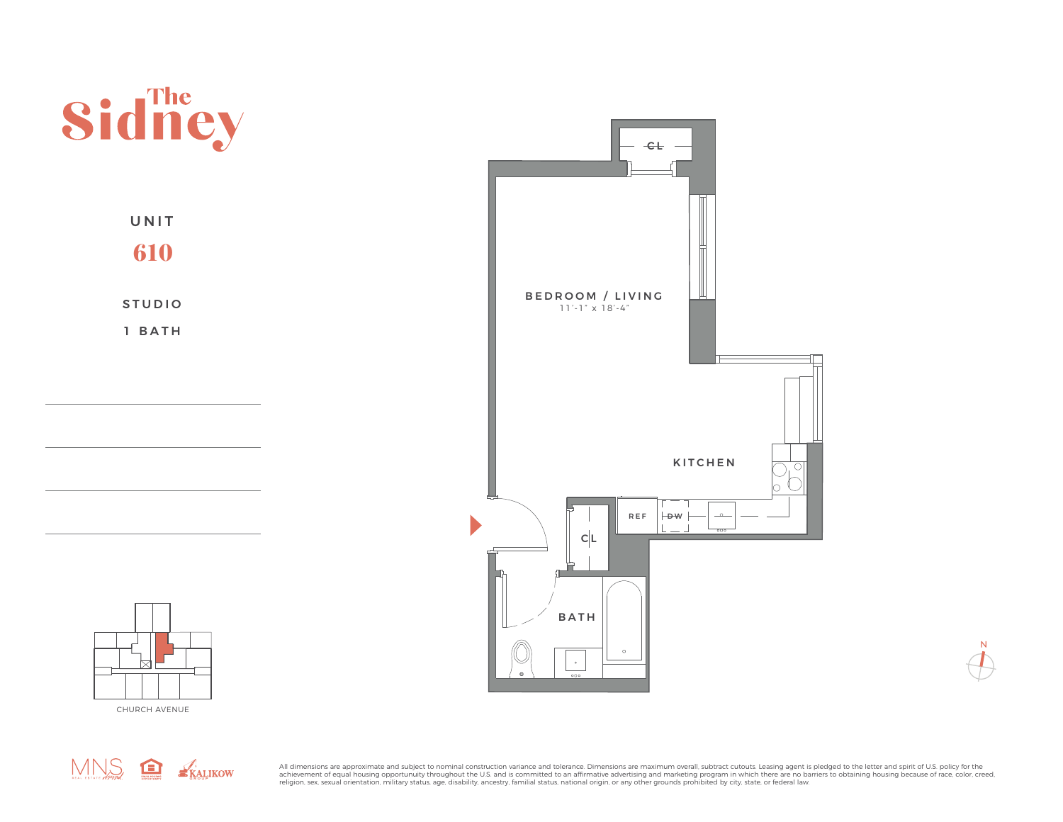# The Sidney

UNIT

## 610

STUDIO

1 BATH

BEDROOM / LIVING
11'-1" x 18'-4"

KITCHEN

BATH

CL

CL

REF

DW

CHURCH AVENUE

N

All dimensions are approximate and subject to nominal construction variance and tolerance. Dimensions are maximum overall, subtract cutouts. Leasing agent is pledged to the letter and spirit of U.S. policy for the achievement of equal housing opportunuity throughout the U.S. and is committed to an affirmative advertising and marketing program in which there are no barriers to obtaining housing because of race, color, creed, religion, sex, sexual orientation, military status, age, disability, ancestry, familial status, national origin, or any other grounds prohibited by city, state, or federal law.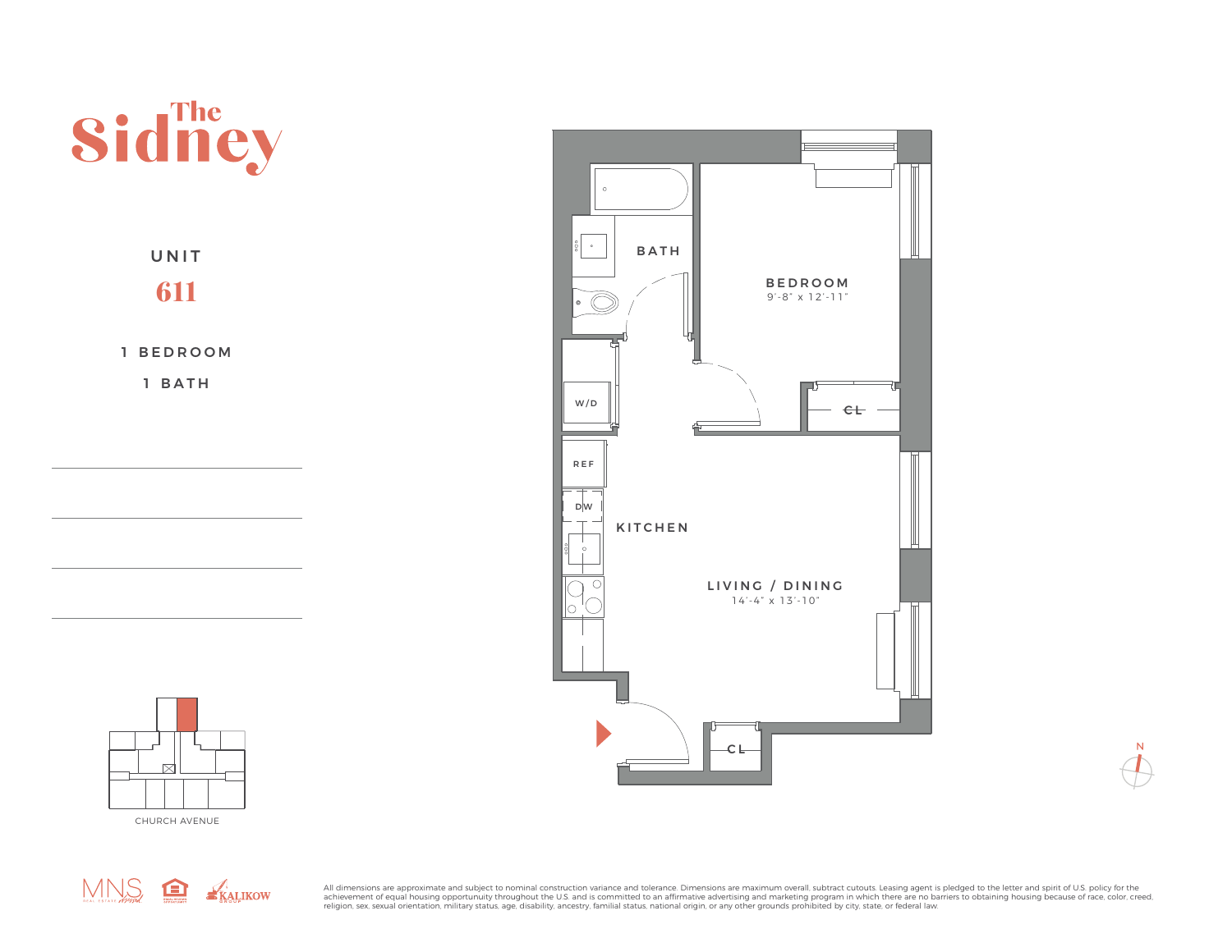# The Sidney

## UNIT

## 611

1 BEDROOM

1 BATH

BATH

BEDROOM
9'-8" x 12'-11"

W/D

CL

REF

DW

KITCHEN

LIVING / DINING
14'-4" x 13'-10"

CL

CHURCH AVENUE

N

MNS REAL ESTATE

KALIKOW GROUP

All dimensions are approximate and subject to nominal construction variance and tolerance. Dimensions are maximum overall, subtract cutouts. Leasing agent is pledged to the letter and spirit of U.S. policy for the achievement of equal housing opportunuity throughout the U.S. and is committed to an affirmative advertising and marketing program in which there are no barriers to obtaining housing because of race, color, creed, religion, sex, sexual orientation, military status, age, disability, ancestry, familial status, national origin, or any other grounds prohibited by city, state, or federal law.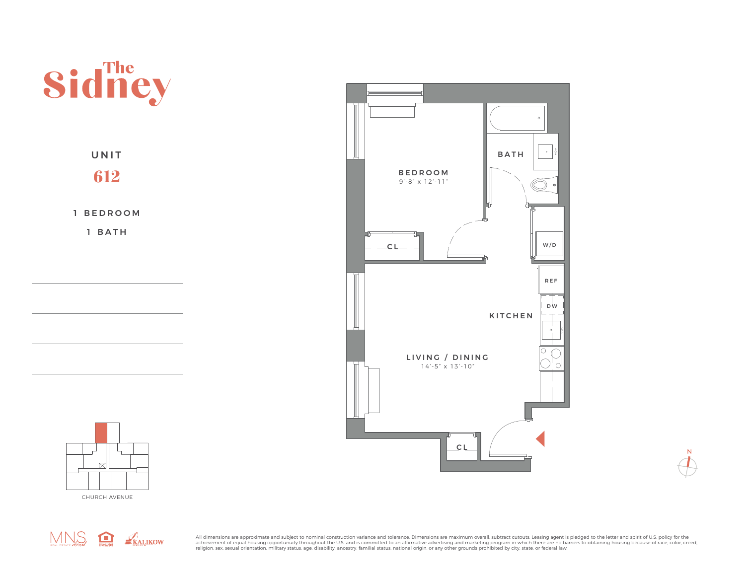# The Sidney

## UNIT

## 612

1 BEDROOM

1 BATH

BEDROOM
9'-8" x 12'-11"

BATH

CL

W/D

REF

DW

KITCHEN

LIVING / DINING
14'-5" x 13'-10"

CL

N

CHURCH AVENUE

All dimensions are approximate and subject to nominal construction variance and tolerance. Dimensions are maximum overall, subtract cutouts. Leasing agent is pledged to the letter and spirit of U.S. policy for the achievement of equal housing opportunuity throughout the U.S. and is committed to an affirmative advertising and marketing program in which there are no barriers to obtaining housing because of race, color, creed, religion, sex, sexual orientation, military status, age, disability, ancestry, familial status, national origin, or any other grounds prohibited by city, state, or federal law.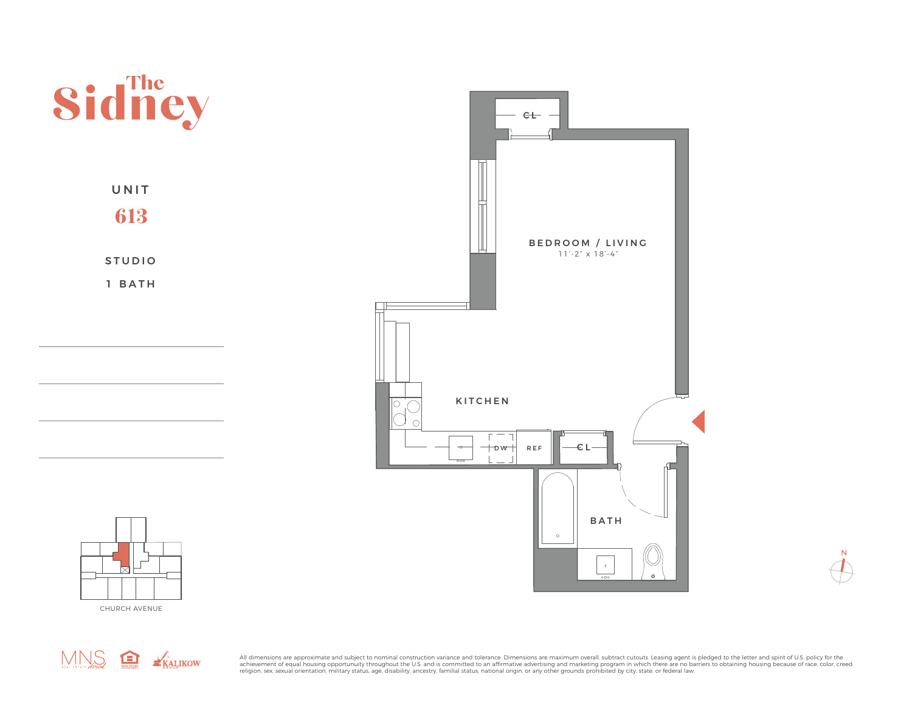# The Sidney

UNIT

**613**

STUDIO

1 BATH

BEDROOM / LIVING
11'-2" x 18'-4"

KITCHEN

BATH

CL

CL

DW

REF

N

CHURCH AVENUE

All dimensions are approximate and subject to nominal construction variance and tolerance. Dimensions are maximum overall, subtract cutouts. Leasing agent is pledged to the letter and spirit of U.S. policy for the achievement of equal housing opportunity throughout the U.S. and is committed to an affirmative advertising and marketing program in which there are no barriers to obtaining housing because of race, color, creed, religion, sex, sexual orientation, military status, age, disability, ancestry, familial status, national origin, or any other grounds prohibited by city, state, or federal law.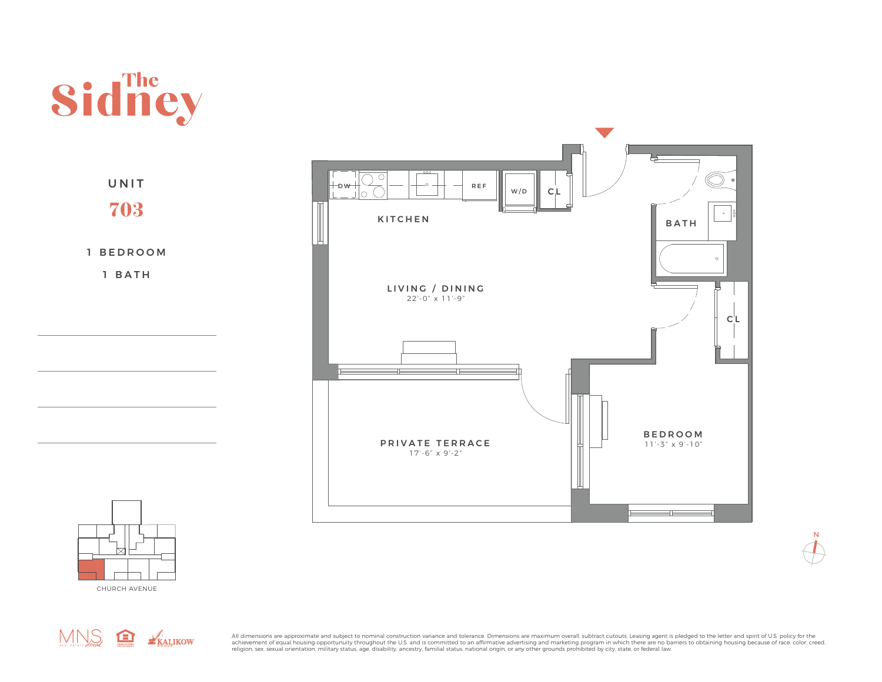# The Sidney

UNIT

**703**

1 BEDROOM

1 BATH

KITCHEN

DW

REF

W/D

CL

BATH

LIVING / DINING
22'-0" x 11'-9"

CL

PRIVATE TERRACE
17'-6" x 9'-2"

BEDROOM
11'-3" x 9'-10"

N

CHURCH AVENUE

MNS REAL ESTATE

KALIKOW GROUP

All dimensions are approximate and subject to nominal construction variance and tolerance. Dimensions are maximum overall, subtract cutouts. Leasing agent is pledged to the letter and spirit of U.S. policy for the achievement of equal housing opportunuity throughout the U.S. and is committed to an affirmative advertising and marketing program in which there are no barriers to obtaining housing because of race, color, creed, religion, sex, sexual orientation, military status, age, disability, ancestry, familial status, national origin, or any other grounds prohibited by city, state, or federal law.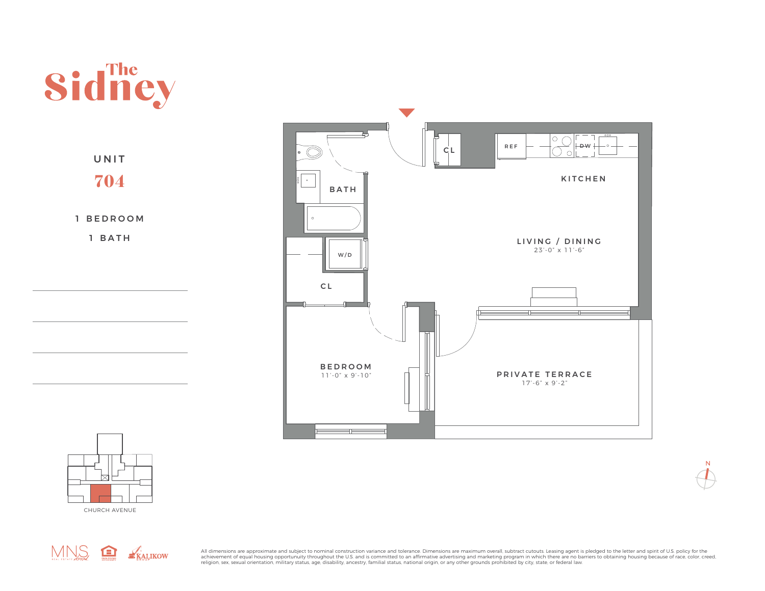# The Sidney

## UNIT 704

1 BEDROOM

1 BATH

BATH

CL

REF

DW

KITCHEN

W/D

LIVING / DINING
23'-0" x 11'-6"

CL

BEDROOM
11'-0" x 9'-10"

PRIVATE TERRACE
17'-6" x 9'-2"

CHURCH AVENUE

N

All dimensions are approximate and subject to nominal construction variance and tolerance. Dimensions are maximum overall, subtract cutouts. Leasing agent is pledged to the letter and spirit of U.S. policy for the achievement of equal housing opportuunity throughout the U.S. and is committed to an affirmative advertising and marketing program in which there are no barriers to obtaining housing because of race, color, creed, religion, sex, sexual orientation, military status, age, disability, ancestry, familial status, national origin, or any other grounds prohibited by city, state, or federal law.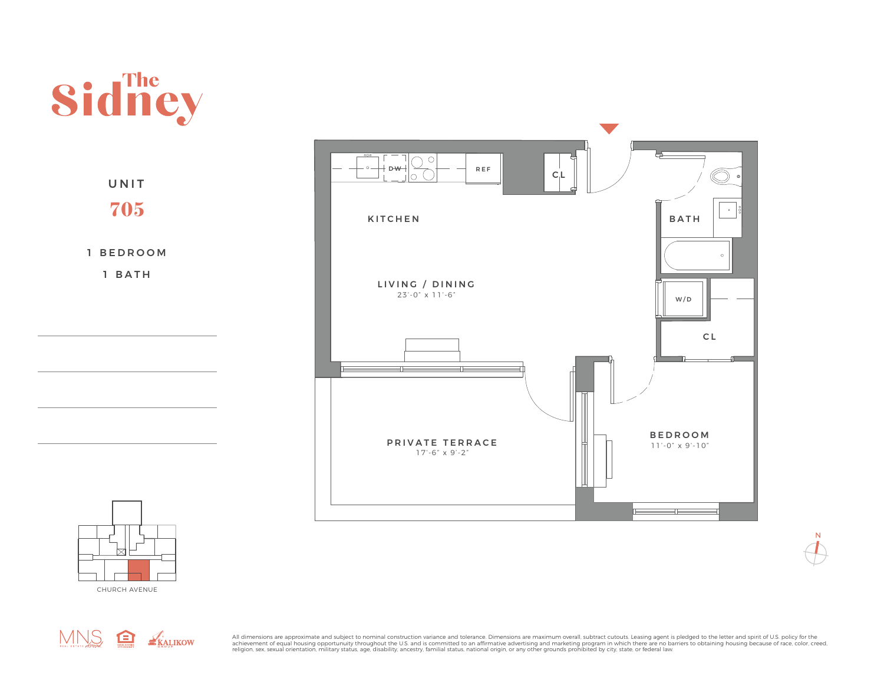# The Sidney

UNIT

**705**

1 BEDROOM

1 BATH

KITCHEN

LIVING / DINING
23'-0" x 11'-6"

DW

REF

CL

BATH

W/D

CL

PRIVATE TERRACE
17'-6" x 9'-2"

BEDROOM
11'-0" x 9'-10"

N

CHURCH AVENUE

MNS

KALIKOW GROUP

All dimensions are approximate and subject to nominal construction variance and tolerance. Dimensions are maximum overall, subtract cutouts. Leasing agent is pledged to the letter and spirit of U.S. policy for the achievement of equal housing opportunity throughout the U.S. and is committed to an affirmative advertising and marketing program in which there are no barriers to obtaining housing because of race, color, creed, religion, sex, sexual orientation, military status, age, disability, ancestry, familial status, national origin, or any other grounds prohibited by city, state, or federal law.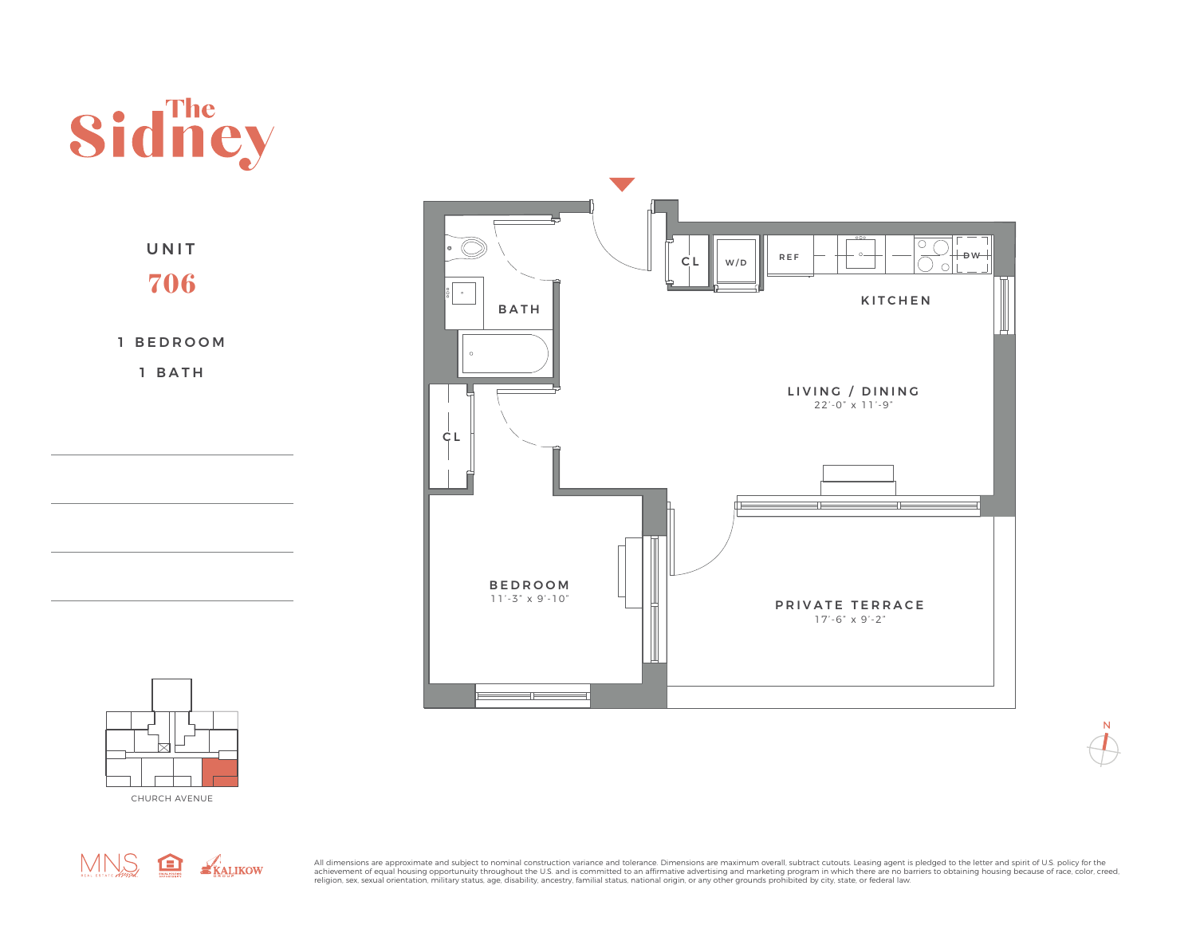# The Sidney

UNIT

**706**

1 BEDROOM

1 BATH

BATH

CL

CL

W/D

REF

DW

KITCHEN

LIVING / DINING
22'-0" x 11'-9"

BEDROOM
11'-3" x 9'-10"

PRIVATE TERRACE
17'-6" x 9'-2"

N

CHURCH AVENUE

MNS REAL ESTATE

KALIKOW GROUP

All dimensions are approximate and subject to nominal construction variance and tolerance. Dimensions are maximum overall, subtract cutouts. Leasing agent is pledged to the letter and spirit of U.S. policy for the achievement of equal housing opportunity throughout the U.S. and is committed to an affirmative advertising and marketing program in which there are no barriers to obtaining housing because of race, color, creed, religion, sex, sexual orientation, military status, age, disability, ancestry, familial status, national origin, or any other grounds prohibited by city, state, or federal law.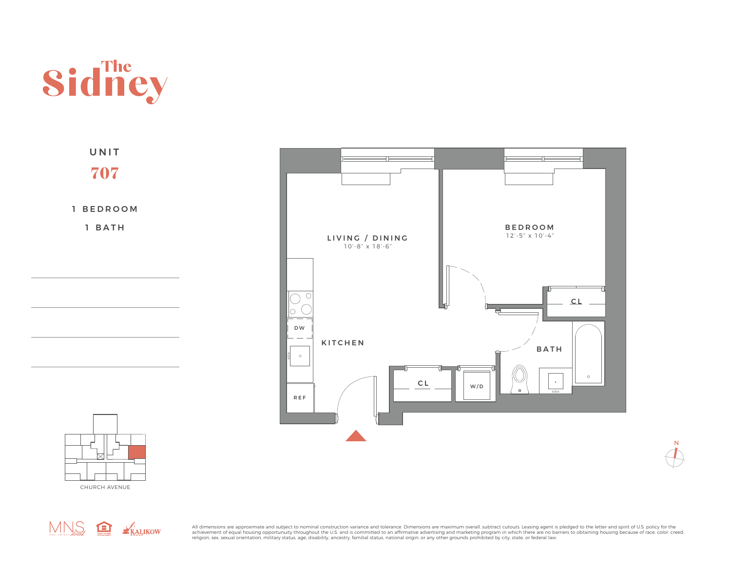# The Sidney

## UNIT

## 707

1 BEDROOM

1 BATH

LIVING / DINING
10'-8" x 18'-6"

BEDROOM
12'-5" x 10'-4"

KITCHEN

BATH

CL

CL

DW

REF

W/D

N

CHURCH AVENUE

All dimensions are approximate and subject to nominal construction variance and tolerance. Dimensions are maximum overall, subtract cutouts. Leasing agent is pledged to the letter and spirit of U.S. policy for the achievement of equal housing opportunuity throughout the U.S. and is committed to an affirmative advertising and marketing program in which there are no barriers to obtaining housing because of race, color, creed, religion, sex, sexual orientation, military status, age, disability, ancestry, familial status, national origin, or any other grounds prohibited by city, state, or federal law.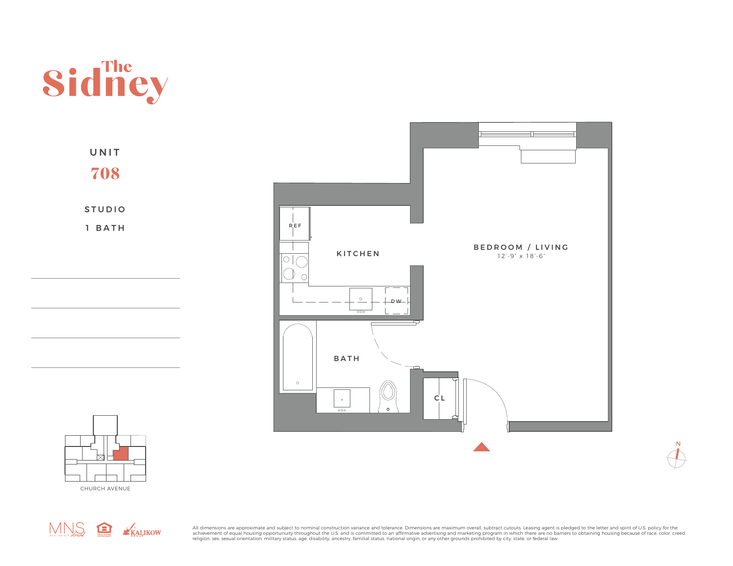# The Sidney

## UNIT 708

STUDIO

1 BATH

REF

KITCHEN

DW

BEDROOM / LIVING
12'-9" x 18'-6"

BATH

CL

N

CHURCH AVENUE

All dimensions are approximate and subject to nominal construction variance and tolerance. Dimensions are maximum overall, subtract cutouts. Leasing agent is pledged to the letter and spirit of U.S. policy for the achievement of equal housing opportunuity throughout the U.S. and is committed to an affirmative advertising and marketing program in which there are no barriers to obtaining housing because of race, color, creed, religion, sex, sexual orientation, military status, age, disability, ancestry, familial status, national origin, or any other grounds prohibited by city, state, or federal law.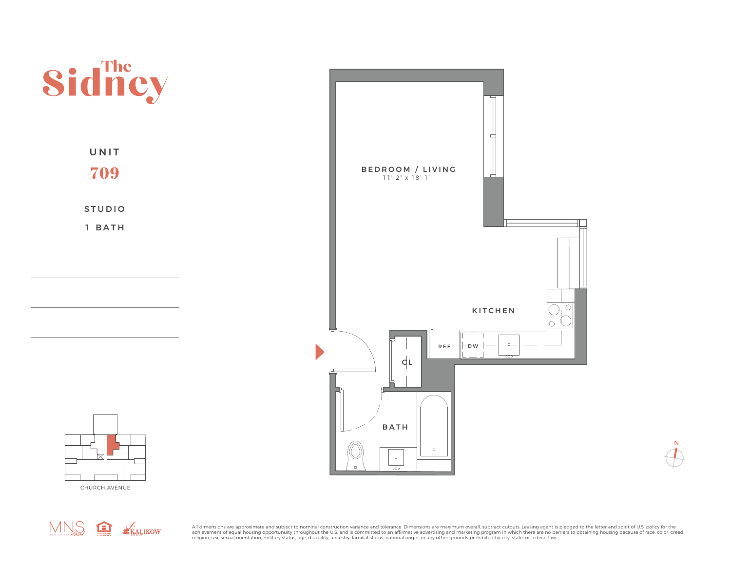# The Sidney

UNIT

## 709

STUDIO

1 BATH

BEDROOM / LIVING
11'-2" x 18'-1"

KITCHEN

REF

DW

CL

BATH

N

CHURCH AVENUE

All dimensions are approximate and subject to nominal construction variance and tolerance. Dimensions are maximum overall, subtract cutouts. Leasing agent is pledged to the letter and spirit of U.S. policy for the achievement of equal housing opportunuity throughout the U.S. and is committed to an affirmative advertising and marketing program in which there are no barriers to obtaining housing because of race, color, creed, religion, sex, sexual orientation, military status, age, disability, ancestry, familial status, national origin, or any other grounds prohibited by city, state, or federal law.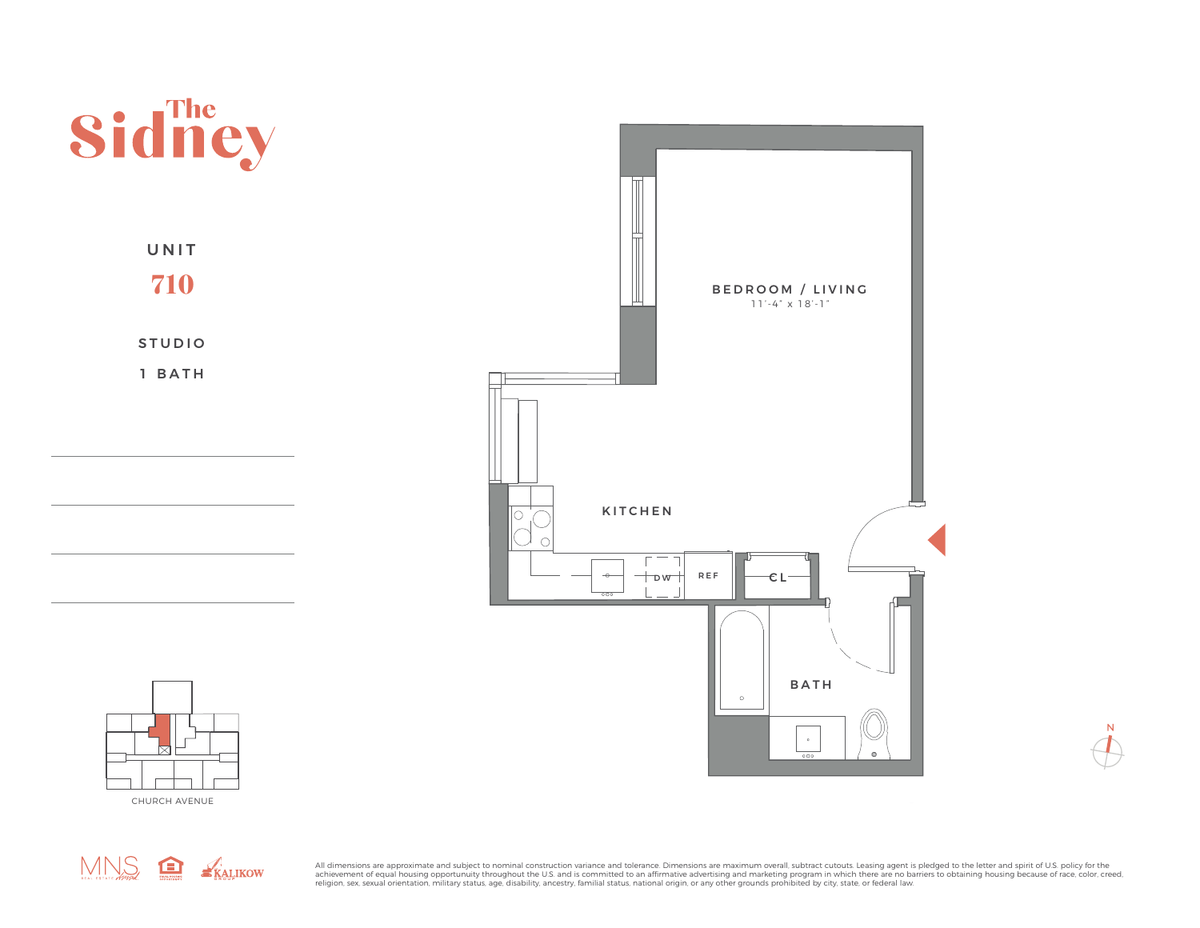# The Sidney

## UNIT
## 710

**STUDIO**

**1 BATH**

BEDROOM / LIVING
11'-4" x 18'-1"

KITCHEN

DW

REF

CL

BATH

N

CHURCH AVENUE

MNS REAL ESTATE

KALIKOW GROUP

All dimensions are approximate and subject to nominal construction variance and tolerance. Dimensions are maximum overall, subtract cutouts. Leasing agent is pledged to the letter and spirit of U.S. policy for the achievement of equal housing opportunuity throughout the U.S. and is committed to an affirmative advertising and marketing program in which there are no barriers to obtaining housing because of race, color, creed, religion, sex, sexual orientation, military status, age, disability, ancestry, familial status, national origin, or any other grounds prohibited by city, state, or federal law.